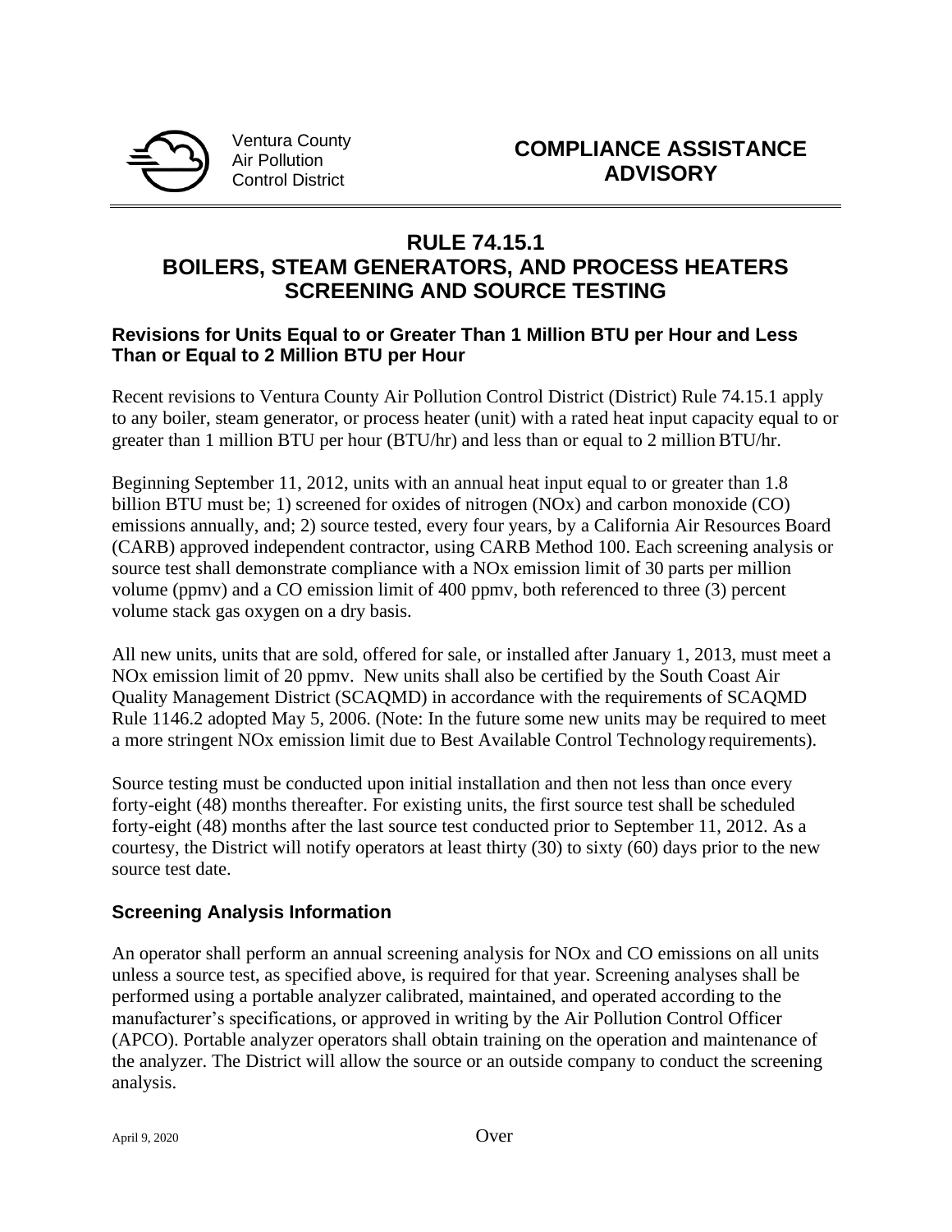Ventura County
Air Pollution
Control District

# COMPLIANCE ASSISTANCE ADVISORY

## RULE 74.15.1
## BOILERS, STEAM GENERATORS, AND PROCESS HEATERS SCREENING AND SOURCE TESTING

### Revisions for Units Equal to or Greater Than 1 Million BTU per Hour and Less Than or Equal to 2 Million BTU per Hour

Recent revisions to Ventura County Air Pollution Control District (District) Rule 74.15.1 apply to any boiler, steam generator, or process heater (unit) with a rated heat input capacity equal to or greater than 1 million BTU per hour (BTU/hr) and less than or equal to 2 million BTU/hr.

Beginning September 11, 2012, units with an annual heat input equal to or greater than 1.8 billion BTU must be; 1) screened for oxides of nitrogen (NOx) and carbon monoxide (CO) emissions annually, and; 2) source tested, every four years, by a California Air Resources Board (CARB) approved independent contractor, using CARB Method 100. Each screening analysis or source test shall demonstrate compliance with a NOx emission limit of 30 parts per million volume (ppmv) and a CO emission limit of 400 ppmv, both referenced to three (3) percent volume stack gas oxygen on a dry basis.

All new units, units that are sold, offered for sale, or installed after January 1, 2013, must meet a NOx emission limit of 20 ppmv. New units shall also be certified by the South Coast Air Quality Management District (SCAQMD) in accordance with the requirements of SCAQMD Rule 1146.2 adopted May 5, 2006. (Note: In the future some new units may be required to meet a more stringent NOx emission limit due to Best Available Control Technology requirements).

Source testing must be conducted upon initial installation and then not less than once every forty-eight (48) months thereafter. For existing units, the first source test shall be scheduled forty-eight (48) months after the last source test conducted prior to September 11, 2012. As a courtesy, the District will notify operators at least thirty (30) to sixty (60) days prior to the new source test date.

### Screening Analysis Information

An operator shall perform an annual screening analysis for NOx and CO emissions on all units unless a source test, as specified above, is required for that year. Screening analyses shall be performed using a portable analyzer calibrated, maintained, and operated according to the manufacturer's specifications, or approved in writing by the Air Pollution Control Officer (APCO). Portable analyzer operators shall obtain training on the operation and maintenance of the analyzer. The District will allow the source or an outside company to conduct the screening analysis.

April 9, 2020

Over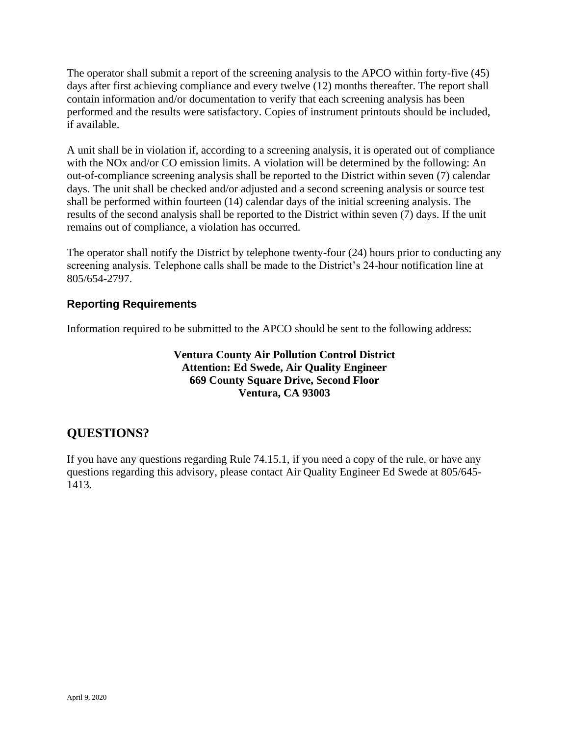The operator shall submit a report of the screening analysis to the APCO within forty-five (45) days after first achieving compliance and every twelve (12) months thereafter. The report shall contain information and/or documentation to verify that each screening analysis has been performed and the results were satisfactory. Copies of instrument printouts should be included, if available.

A unit shall be in violation if, according to a screening analysis, it is operated out of compliance with the NOx and/or CO emission limits. A violation will be determined by the following: An out-of-compliance screening analysis shall be reported to the District within seven (7) calendar days. The unit shall be checked and/or adjusted and a second screening analysis or source test shall be performed within fourteen (14) calendar days of the initial screening analysis. The results of the second analysis shall be reported to the District within seven (7) days. If the unit remains out of compliance, a violation has occurred.

The operator shall notify the District by telephone twenty-four (24) hours prior to conducting any screening analysis. Telephone calls shall be made to the District's 24-hour notification line at 805/654-2797.

### Reporting Requirements

Information required to be submitted to the APCO should be sent to the following address:

**Ventura County Air Pollution Control District**
**Attention: Ed Swede, Air Quality Engineer**
**669 County Square Drive, Second Floor**
**Ventura, CA 93003**

## QUESTIONS?

If you have any questions regarding Rule 74.15.1, if you need a copy of the rule, or have any questions regarding this advisory, please contact Air Quality Engineer Ed Swede at 805/645-1413.

April 9, 2020